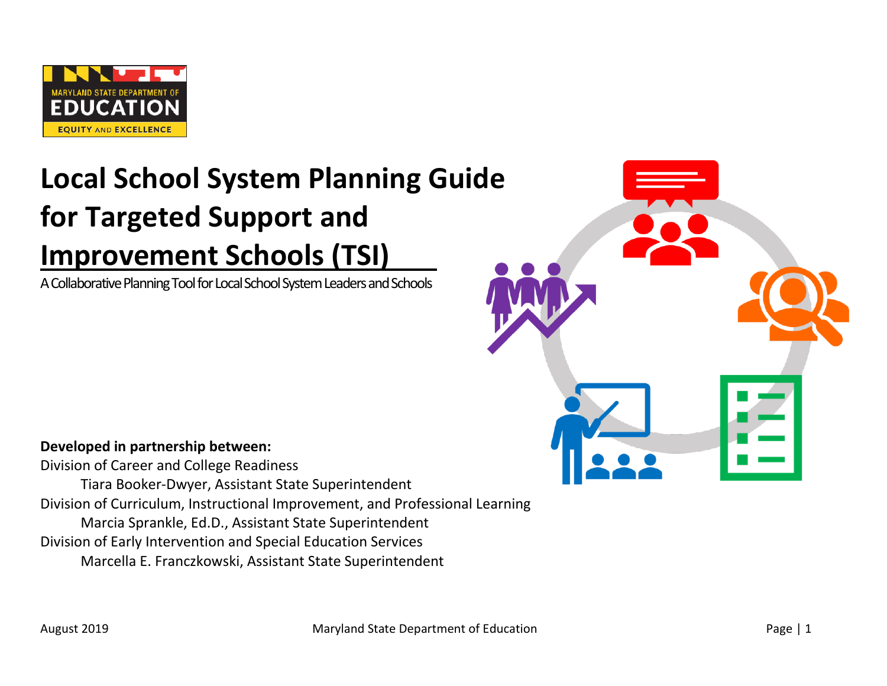# Local School System Planning Guide for Targeted Support and Improvement Schools (TSI)

A Collaborative Planning Tool for Local School System Leaders and Schools

**Developed in partnership between:**

Division of Career and College Readiness
  Tiara Booker-Dwyer, Assistant State Superintendent

Division of Curriculum, Instructional Improvement, and Professional Learning
  Marcia Sprankle, Ed.D., Assistant State Superintendent

Division of Early Intervention and Special Education Services
  Marcella E. Franczkowski, Assistant State Superintendent

August 2019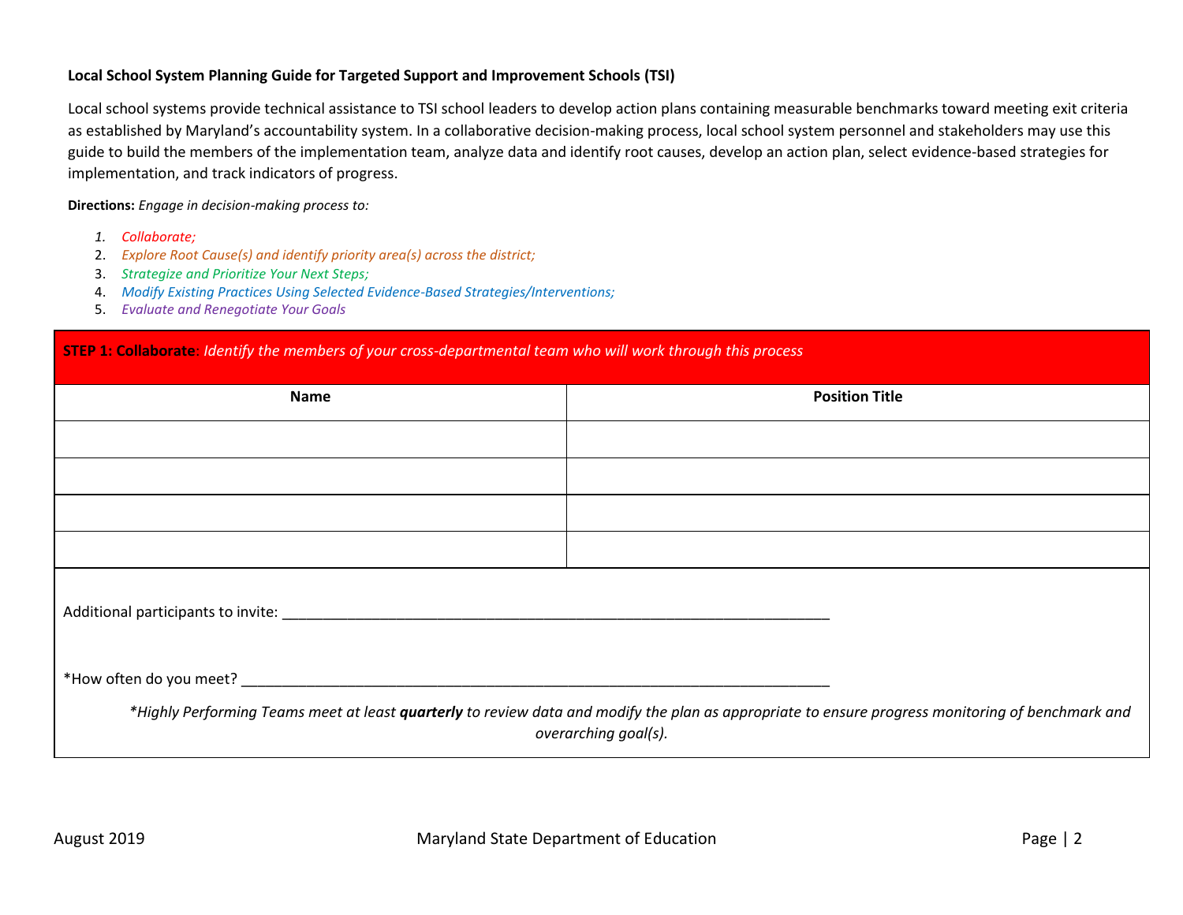**Local School System Planning Guide for Targeted Support and Improvement Schools (TSI)**

Local school systems provide technical assistance to TSI school leaders to develop action plans containing measurable benchmarks toward meeting exit criteria as established by Maryland's accountability system. In a collaborative decision-making process, local school system personnel and stakeholders may use this guide to build the members of the implementation team, analyze data and identify root causes, develop an action plan, select evidence-based strategies for implementation, and track indicators of progress.

**Directions:** *Engage in decision-making process to:*

1. *Collaborate;*
2. *Explore Root Cause(s) and identify priority area(s) across the district;*
3. *Strategize and Prioritize Your Next Steps;*
4. *Modify Existing Practices Using Selected Evidence-Based Strategies/Interventions;*
5. *Evaluate and Renegotiate Your Goals*

**STEP 1: Collaborate**: *Identify the members of your cross-departmental team who will work through this process*

| Name | Position Title |
|---|---|
| | |
| | |
| | |
| | |

Additional participants to invite: ______________________________________________________________________

*How often do you meet? ___________________________________________________________________________

*\*Highly Performing Teams meet at least **quarterly** to review data and modify the plan as appropriate to ensure progress monitoring of benchmark and overarching goal(s).*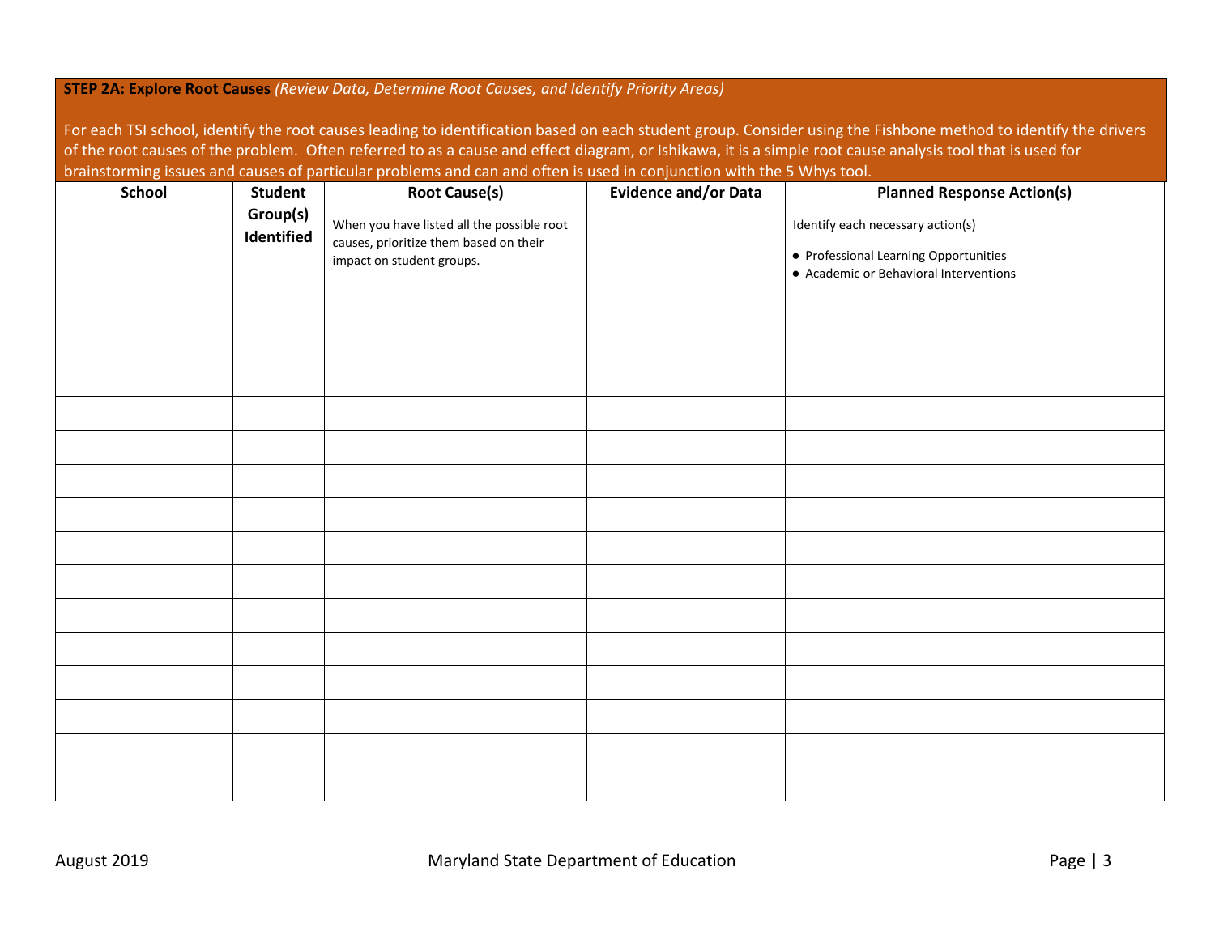**STEP 2A: Explore Root Causes** *(Review Data, Determine Root Causes, and Identify Priority Areas)*

For each TSI school, identify the root causes leading to identification based on each student group. Consider using the Fishbone method to identify the drivers of the root causes of the problem. Often referred to as a cause and effect diagram, or Ishikawa, it is a simple root cause analysis tool that is used for brainstorming issues and causes of particular problems and can and often is used in conjunction with the 5 Whys tool.

| School | Student Group(s) Identified | Root Cause(s)<br>When you have listed all the possible root causes, prioritize them based on their impact on student groups. | Evidence and/or Data | Planned Response Action(s)<br>Identify each necessary action(s)<br>• Professional Learning Opportunities<br>• Academic or Behavioral Interventions |
|---|---|---|---|---|
| | | | | |
| | | | | |
| | | | | |
| | | | | |
| | | | | |
| | | | | |
| | | | | |
| | | | | |
| | | | | |
| | | | | |
| | | | | |
| | | | | |
| | | | | |
| | | | | |
| | | | | |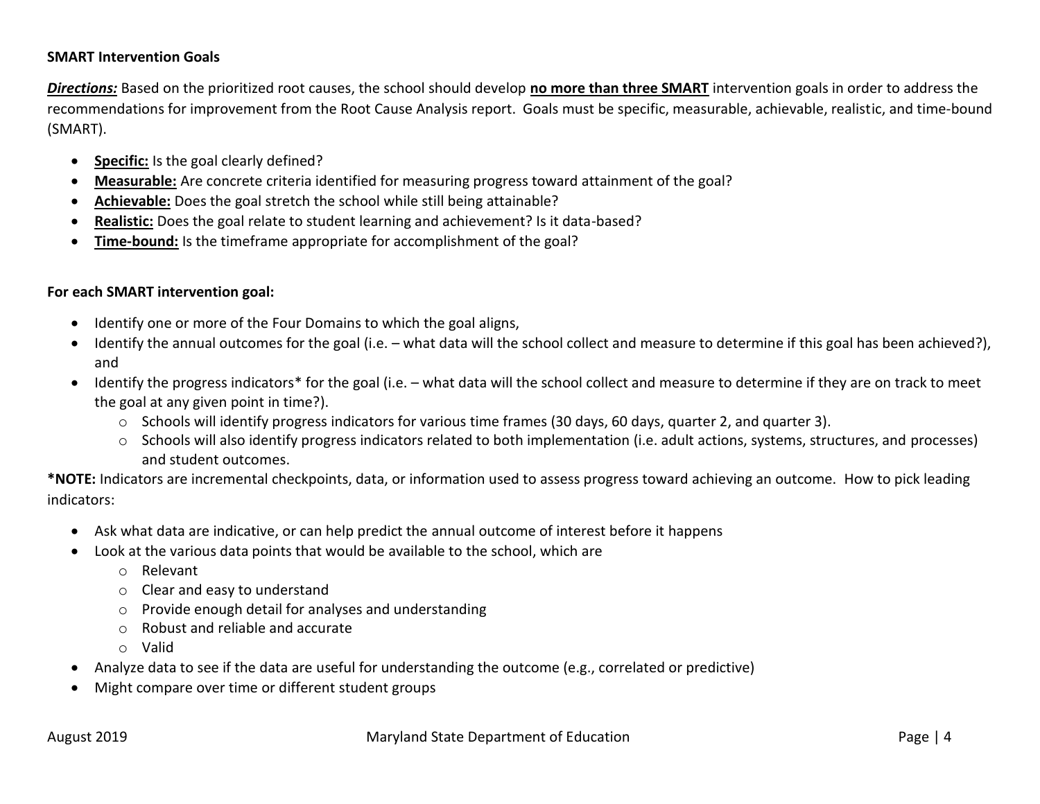**SMART Intervention Goals**

***Directions:*** Based on the prioritized root causes, the school should develop **no more than three SMART** intervention goals in order to address the recommendations for improvement from the Root Cause Analysis report. Goals must be specific, measurable, achievable, realistic, and time-bound (SMART).

- **Specific:** Is the goal clearly defined?
- **Measurable:** Are concrete criteria identified for measuring progress toward attainment of the goal?
- **Achievable:** Does the goal stretch the school while still being attainable?
- **Realistic:** Does the goal relate to student learning and achievement? Is it data-based?
- **Time-bound:** Is the timeframe appropriate for accomplishment of the goal?

**For each SMART intervention goal:**

- Identify one or more of the Four Domains to which the goal aligns,
- Identify the annual outcomes for the goal (i.e. – what data will the school collect and measure to determine if this goal has been achieved?), and
- Identify the progress indicators* for the goal (i.e. – what data will the school collect and measure to determine if they are on track to meet the goal at any given point in time?).
    - Schools will identify progress indicators for various time frames (30 days, 60 days, quarter 2, and quarter 3).
    - Schools will also identify progress indicators related to both implementation (i.e. adult actions, systems, structures, and processes) and student outcomes.

***NOTE:** Indicators are incremental checkpoints, data, or information used to assess progress toward achieving an outcome. How to pick leading indicators:

- Ask what data are indicative, or can help predict the annual outcome of interest before it happens
- Look at the various data points that would be available to the school, which are
    - Relevant
    - Clear and easy to understand
    - Provide enough detail for analyses and understanding
    - Robust and reliable and accurate
    - Valid
- Analyze data to see if the data are useful for understanding the outcome (e.g., correlated or predictive)
- Might compare over time or different student groups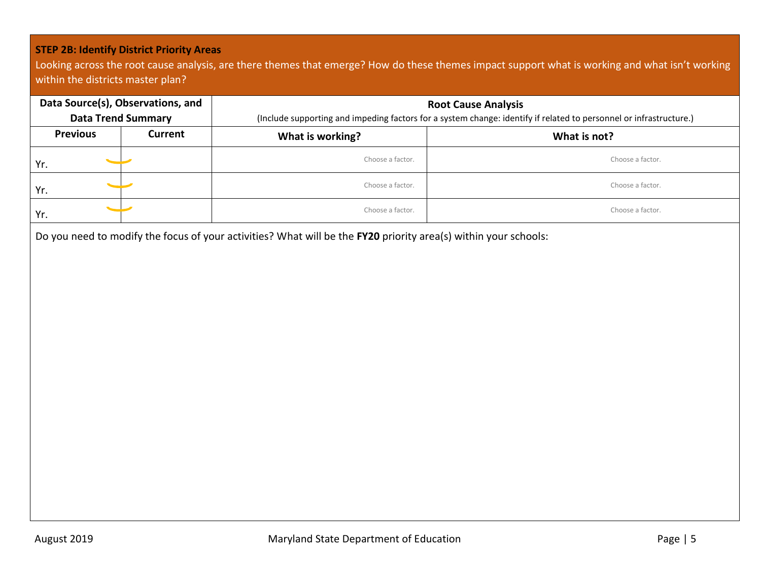**STEP 2B: Identify District Priority Areas**

Looking across the root cause analysis, are there themes that emerge? How do these themes impact support what is working and what isn't working within the districts master plan?

| Data Source(s), Observations, and Data Trend Summary | | Root Cause Analysis (Include supporting and impeding factors for a system change: identify if related to personnel or infrastructure.) | |
|---|---|---|---|
| **Previous** | **Current** | **What is working?** | **What is not?** |
| Yr. | | Choose a factor. | Choose a factor. |
| Yr. | | Choose a factor. | Choose a factor. |
| Yr. | | Choose a factor. | Choose a factor. |

Do you need to modify the focus of your activities? What will be the **FY20** priority area(s) within your schools: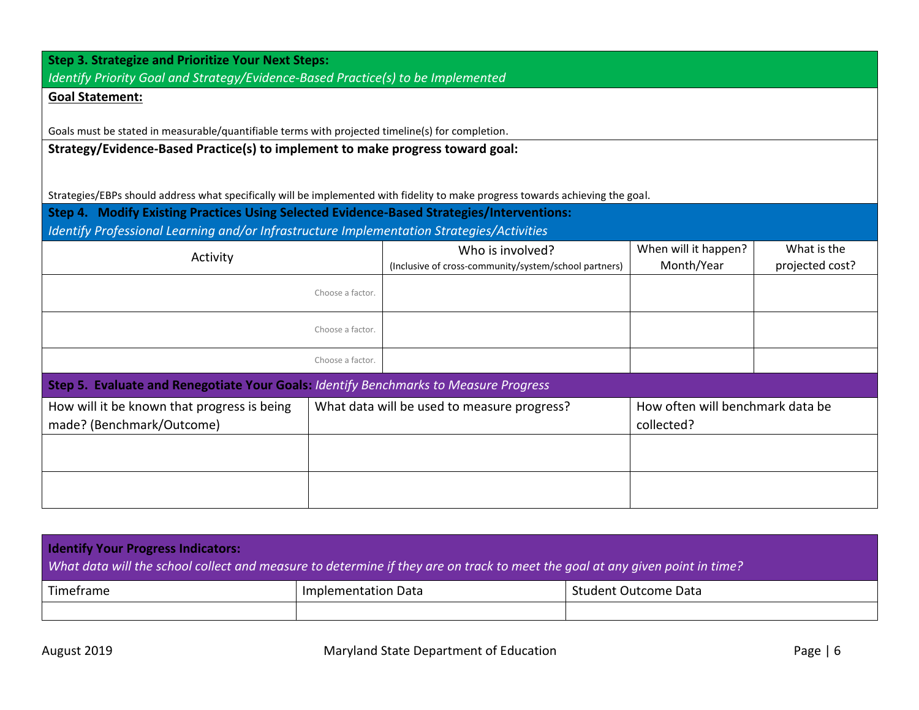**Step 3. Strategize and Prioritize Your Next Steps:**
*Identify Priority Goal and Strategy/Evidence-Based Practice(s) to be Implemented*

**Goal Statement:**

Goals must be stated in measurable/quantifiable terms with projected timeline(s) for completion.

**Strategy/Evidence-Based Practice(s) to implement to make progress toward goal:**

Strategies/EBPs should address what specifically will be implemented with fidelity to make progress towards achieving the goal.

**Step 4. Modify Existing Practices Using Selected Evidence-Based Strategies/Interventions:**
*Identify Professional Learning and/or Infrastructure Implementation Strategies/Activities*

| Activity | Who is involved? (Inclusive of cross-community/system/school partners) | When will it happen? Month/Year | What is the projected cost? |
|---|---|---|---|
| Choose a factor. | | | |
| Choose a factor. | | | |
| Choose a factor. | | | |

**Step 5. Evaluate and Renegotiate Your Goals:** *Identify Benchmarks to Measure Progress*

| How will it be known that progress is being made? (Benchmark/Outcome) | What data will be used to measure progress? | How often will benchmark data be collected? |
|---|---|---|
| | | |
| | | |

**Identify Your Progress Indicators:**
*What data will the school collect and measure to determine if they are on track to meet the goal at any given point in time?*

| Timeframe | Implementation Data | Student Outcome Data |
|---|---|---|
| | | |

August 2019 Maryland State Department of Education